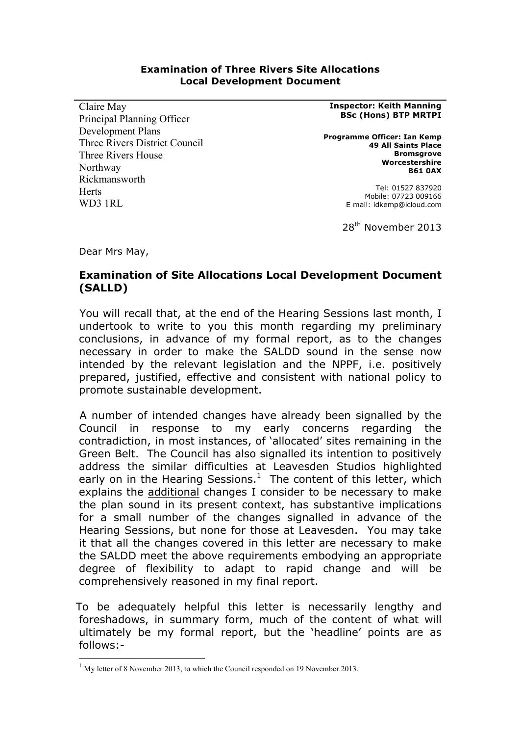**Examination of Three Rivers Site Allocations Local Development Document**

Claire May
Principal Planning Officer
Development Plans
Three Rivers District Council
Three Rivers House
Northway
Rickmansworth
Herts
WD3 1RL

**Inspector: Keith Manning BSc (Hons) BTP MRTPI**

**Programme Officer: Ian Kemp**
**49 All Saints Place**
**Bromsgrove**
**Worcestershire**
**B61 0AX**

Tel: 01527 837920
Mobile: 07723 009166
E mail: idkemp@icloud.com

28th November 2013

Dear Mrs May,

## Examination of Site Allocations Local Development Document (SALLD)

You will recall that, at the end of the Hearing Sessions last month, I undertook to write to you this month regarding my preliminary conclusions, in advance of my formal report, as to the changes necessary in order to make the SALDD sound in the sense now intended by the relevant legislation and the NPPF, i.e. positively prepared, justified, effective and consistent with national policy to promote sustainable development.

A number of intended changes have already been signalled by the Council in response to my early concerns regarding the contradiction, in most instances, of 'allocated' sites remaining in the Green Belt. The Council has also signalled its intention to positively address the similar difficulties at Leavesden Studios highlighted early on in the Hearing Sessions.[1] The content of this letter, which explains the additional changes I consider to be necessary to make the plan sound in its present context, has substantive implications for a small number of the changes signalled in advance of the Hearing Sessions, but none for those at Leavesden. You may take it that all the changes covered in this letter are necessary to make the SALDD meet the above requirements embodying an appropriate degree of flexibility to adapt to rapid change and will be comprehensively reasoned in my final report.

To be adequately helpful this letter is necessarily lengthy and foreshadows, in summary form, much of the content of what will ultimately be my formal report, but the 'headline' points are as follows:-

[1] My letter of 8 November 2013, to which the Council responded on 19 November 2013.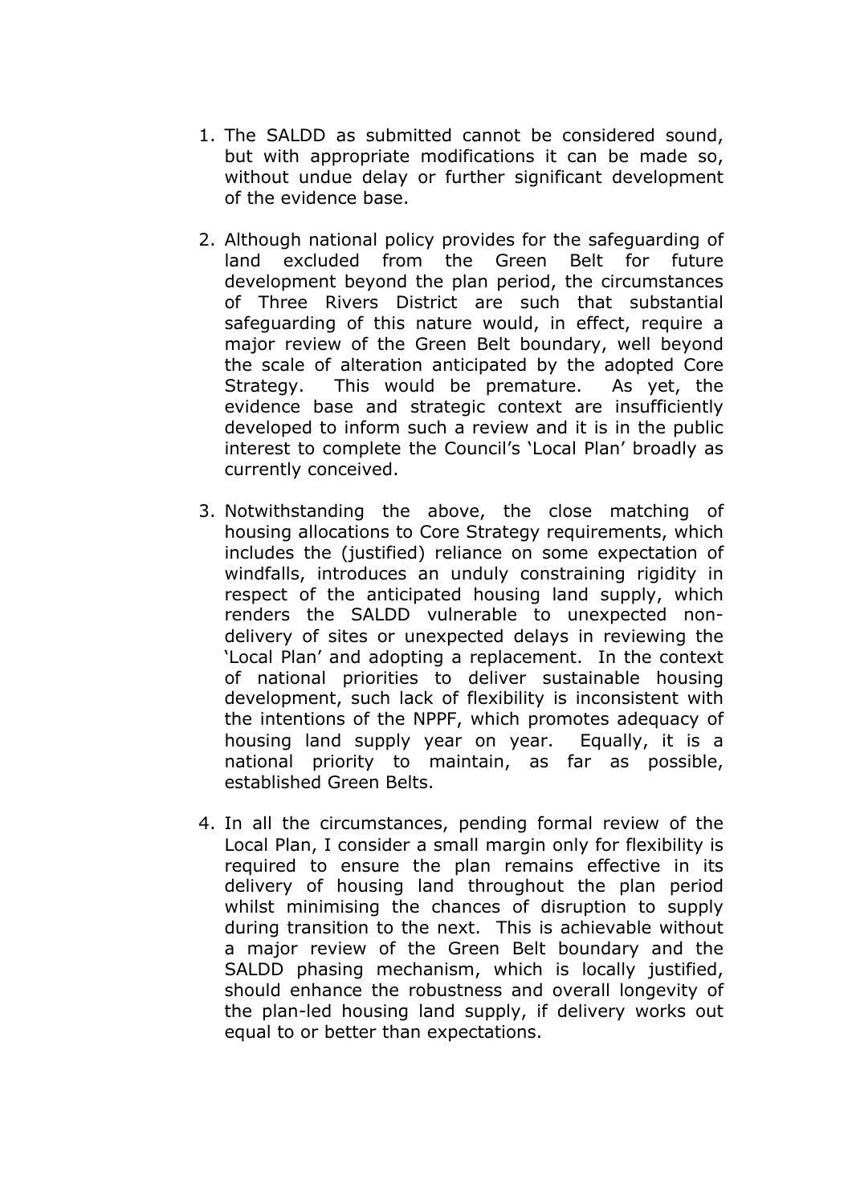1. The SALDD as submitted cannot be considered sound, but with appropriate modifications it can be made so, without undue delay or further significant development of the evidence base.

2. Although national policy provides for the safeguarding of land excluded from the Green Belt for future development beyond the plan period, the circumstances of Three Rivers District are such that substantial safeguarding of this nature would, in effect, require a major review of the Green Belt boundary, well beyond the scale of alteration anticipated by the adopted Core Strategy. This would be premature. As yet, the evidence base and strategic context are insufficiently developed to inform such a review and it is in the public interest to complete the Council's 'Local Plan' broadly as currently conceived.

3. Notwithstanding the above, the close matching of housing allocations to Core Strategy requirements, which includes the (justified) reliance on some expectation of windfalls, introduces an unduly constraining rigidity in respect of the anticipated housing land supply, which renders the SALDD vulnerable to unexpected non-delivery of sites or unexpected delays in reviewing the 'Local Plan' and adopting a replacement. In the context of national priorities to deliver sustainable housing development, such lack of flexibility is inconsistent with the intentions of the NPPF, which promotes adequacy of housing land supply year on year. Equally, it is a national priority to maintain, as far as possible, established Green Belts.

4. In all the circumstances, pending formal review of the Local Plan, I consider a small margin only for flexibility is required to ensure the plan remains effective in its delivery of housing land throughout the plan period whilst minimising the chances of disruption to supply during transition to the next. This is achievable without a major review of the Green Belt boundary and the SALDD phasing mechanism, which is locally justified, should enhance the robustness and overall longevity of the plan-led housing land supply, if delivery works out equal to or better than expectations.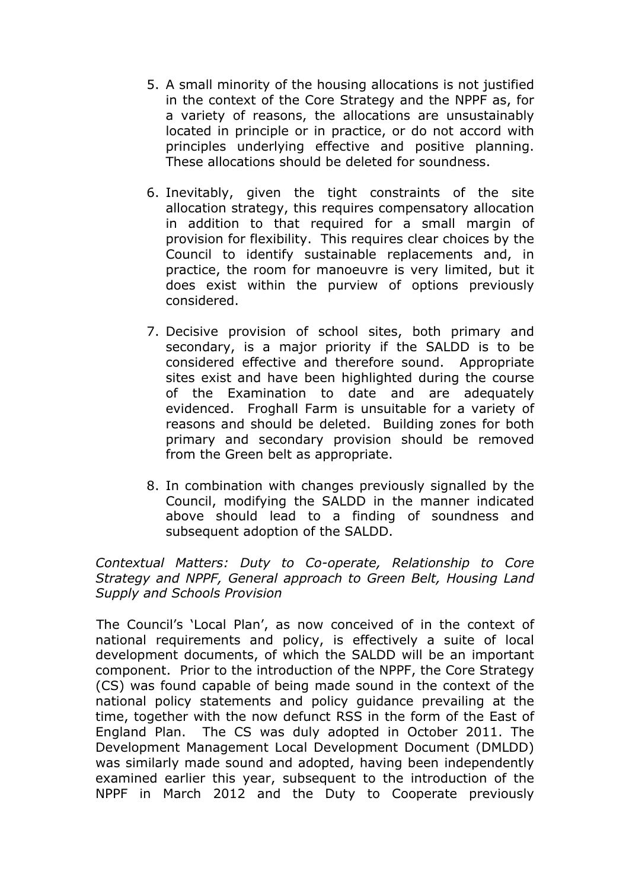5. A small minority of the housing allocations is not justified in the context of the Core Strategy and the NPPF as, for a variety of reasons, the allocations are unsustainably located in principle or in practice, or do not accord with principles underlying effective and positive planning. These allocations should be deleted for soundness.

6. Inevitably, given the tight constraints of the site allocation strategy, this requires compensatory allocation in addition to that required for a small margin of provision for flexibility. This requires clear choices by the Council to identify sustainable replacements and, in practice, the room for manoeuvre is very limited, but it does exist within the purview of options previously considered.

7. Decisive provision of school sites, both primary and secondary, is a major priority if the SALDD is to be considered effective and therefore sound. Appropriate sites exist and have been highlighted during the course of the Examination to date and are adequately evidenced. Froghall Farm is unsuitable for a variety of reasons and should be deleted. Building zones for both primary and secondary provision should be removed from the Green belt as appropriate.

8. In combination with changes previously signalled by the Council, modifying the SALDD in the manner indicated above should lead to a finding of soundness and subsequent adoption of the SALDD.

*Contextual Matters: Duty to Co-operate, Relationship to Core Strategy and NPPF, General approach to Green Belt, Housing Land Supply and Schools Provision*

The Council's 'Local Plan', as now conceived of in the context of national requirements and policy, is effectively a suite of local development documents, of which the SALDD will be an important component. Prior to the introduction of the NPPF, the Core Strategy (CS) was found capable of being made sound in the context of the national policy statements and policy guidance prevailing at the time, together with the now defunct RSS in the form of the East of England Plan. The CS was duly adopted in October 2011. The Development Management Local Development Document (DMLDD) was similarly made sound and adopted, having been independently examined earlier this year, subsequent to the introduction of the NPPF in March 2012 and the Duty to Cooperate previously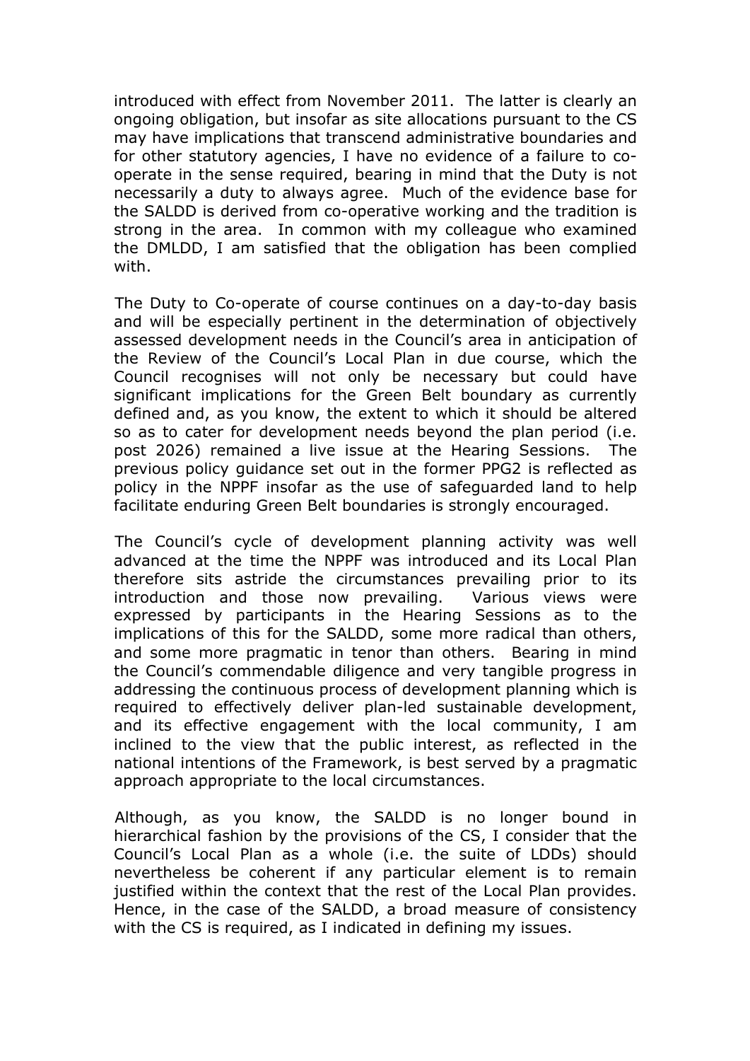introduced with effect from November 2011. The latter is clearly an ongoing obligation, but insofar as site allocations pursuant to the CS may have implications that transcend administrative boundaries and for other statutory agencies, I have no evidence of a failure to co-operate in the sense required, bearing in mind that the Duty is not necessarily a duty to always agree. Much of the evidence base for the SALDD is derived from co-operative working and the tradition is strong in the area. In common with my colleague who examined the DMLDD, I am satisfied that the obligation has been complied with.

The Duty to Co-operate of course continues on a day-to-day basis and will be especially pertinent in the determination of objectively assessed development needs in the Council's area in anticipation of the Review of the Council's Local Plan in due course, which the Council recognises will not only be necessary but could have significant implications for the Green Belt boundary as currently defined and, as you know, the extent to which it should be altered so as to cater for development needs beyond the plan period (i.e. post 2026) remained a live issue at the Hearing Sessions. The previous policy guidance set out in the former PPG2 is reflected as policy in the NPPF insofar as the use of safeguarded land to help facilitate enduring Green Belt boundaries is strongly encouraged.

The Council's cycle of development planning activity was well advanced at the time the NPPF was introduced and its Local Plan therefore sits astride the circumstances prevailing prior to its introduction and those now prevailing. Various views were expressed by participants in the Hearing Sessions as to the implications of this for the SALDD, some more radical than others, and some more pragmatic in tenor than others. Bearing in mind the Council's commendable diligence and very tangible progress in addressing the continuous process of development planning which is required to effectively deliver plan-led sustainable development, and its effective engagement with the local community, I am inclined to the view that the public interest, as reflected in the national intentions of the Framework, is best served by a pragmatic approach appropriate to the local circumstances.

Although, as you know, the SALDD is no longer bound in hierarchical fashion by the provisions of the CS, I consider that the Council's Local Plan as a whole (i.e. the suite of LDDs) should nevertheless be coherent if any particular element is to remain justified within the context that the rest of the Local Plan provides. Hence, in the case of the SALDD, a broad measure of consistency with the CS is required, as I indicated in defining my issues.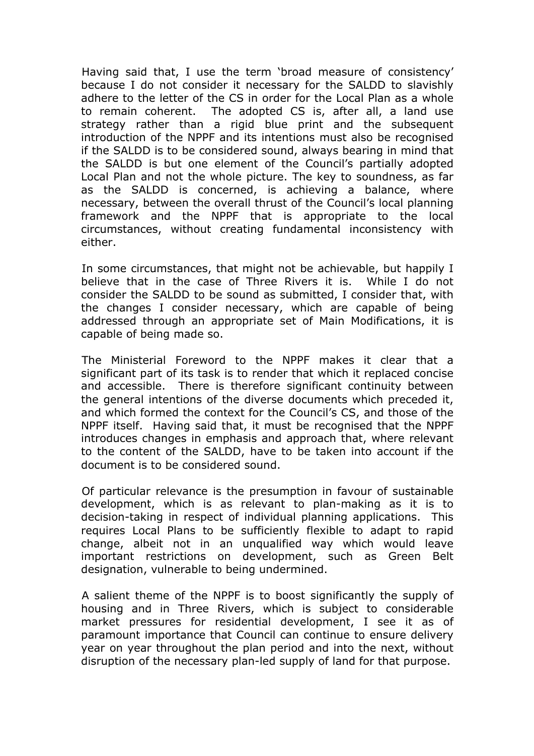Having said that, I use the term 'broad measure of consistency' because I do not consider it necessary for the SALDD to slavishly adhere to the letter of the CS in order for the Local Plan as a whole to remain coherent. The adopted CS is, after all, a land use strategy rather than a rigid blue print and the subsequent introduction of the NPPF and its intentions must also be recognised if the SALDD is to be considered sound, always bearing in mind that the SALDD is but one element of the Council's partially adopted Local Plan and not the whole picture. The key to soundness, as far as the SALDD is concerned, is achieving a balance, where necessary, between the overall thrust of the Council's local planning framework and the NPPF that is appropriate to the local circumstances, without creating fundamental inconsistency with either.

In some circumstances, that might not be achievable, but happily I believe that in the case of Three Rivers it is. While I do not consider the SALDD to be sound as submitted, I consider that, with the changes I consider necessary, which are capable of being addressed through an appropriate set of Main Modifications, it is capable of being made so.

The Ministerial Foreword to the NPPF makes it clear that a significant part of its task is to render that which it replaced concise and accessible. There is therefore significant continuity between the general intentions of the diverse documents which preceded it, and which formed the context for the Council's CS, and those of the NPPF itself. Having said that, it must be recognised that the NPPF introduces changes in emphasis and approach that, where relevant to the content of the SALDD, have to be taken into account if the document is to be considered sound.

Of particular relevance is the presumption in favour of sustainable development, which is as relevant to plan-making as it is to decision-taking in respect of individual planning applications. This requires Local Plans to be sufficiently flexible to adapt to rapid change, albeit not in an unqualified way which would leave important restrictions on development, such as Green Belt designation, vulnerable to being undermined.

A salient theme of the NPPF is to boost significantly the supply of housing and in Three Rivers, which is subject to considerable market pressures for residential development, I see it as of paramount importance that Council can continue to ensure delivery year on year throughout the plan period and into the next, without disruption of the necessary plan-led supply of land for that purpose.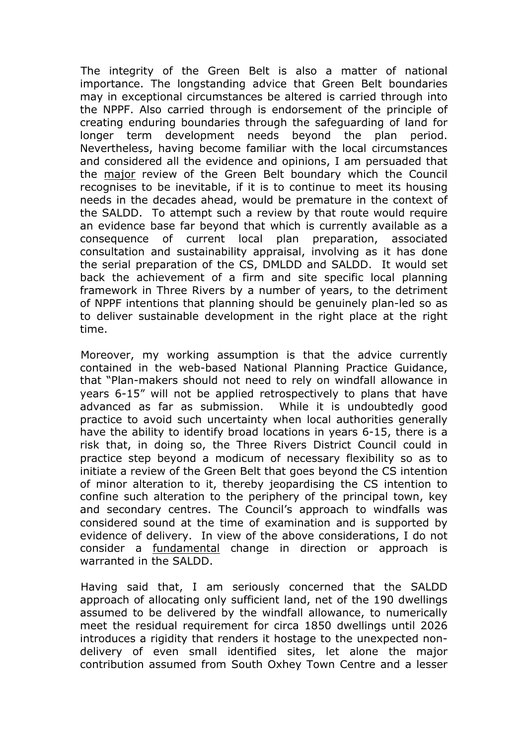The integrity of the Green Belt is also a matter of national importance. The longstanding advice that Green Belt boundaries may in exceptional circumstances be altered is carried through into the NPPF. Also carried through is endorsement of the principle of creating enduring boundaries through the safeguarding of land for longer term development needs beyond the plan period. Nevertheless, having become familiar with the local circumstances and considered all the evidence and opinions, I am persuaded that the <u>major</u> review of the Green Belt boundary which the Council recognises to be inevitable, if it is to continue to meet its housing needs in the decades ahead, would be premature in the context of the SALDD. To attempt such a review by that route would require an evidence base far beyond that which is currently available as a consequence of current local plan preparation, associated consultation and sustainability appraisal, involving as it has done the serial preparation of the CS, DMLDD and SALDD. It would set back the achievement of a firm and site specific local planning framework in Three Rivers by a number of years, to the detriment of NPPF intentions that planning should be genuinely plan-led so as to deliver sustainable development in the right place at the right time.

Moreover, my working assumption is that the advice currently contained in the web-based National Planning Practice Guidance, that "Plan-makers should not need to rely on windfall allowance in years 6-15" will not be applied retrospectively to plans that have advanced as far as submission. While it is undoubtedly good practice to avoid such uncertainty when local authorities generally have the ability to identify broad locations in years 6-15, there is a risk that, in doing so, the Three Rivers District Council could in practice step beyond a modicum of necessary flexibility so as to initiate a review of the Green Belt that goes beyond the CS intention of minor alteration to it, thereby jeopardising the CS intention to confine such alteration to the periphery of the principal town, key and secondary centres. The Council's approach to windfalls was considered sound at the time of examination and is supported by evidence of delivery. In view of the above considerations, I do not consider a <u>fundamental</u> change in direction or approach is warranted in the SALDD.

Having said that, I am seriously concerned that the SALDD approach of allocating only sufficient land, net of the 190 dwellings assumed to be delivered by the windfall allowance, to numerically meet the residual requirement for circa 1850 dwellings until 2026 introduces a rigidity that renders it hostage to the unexpected non-delivery of even small identified sites, let alone the major contribution assumed from South Oxhey Town Centre and a lesser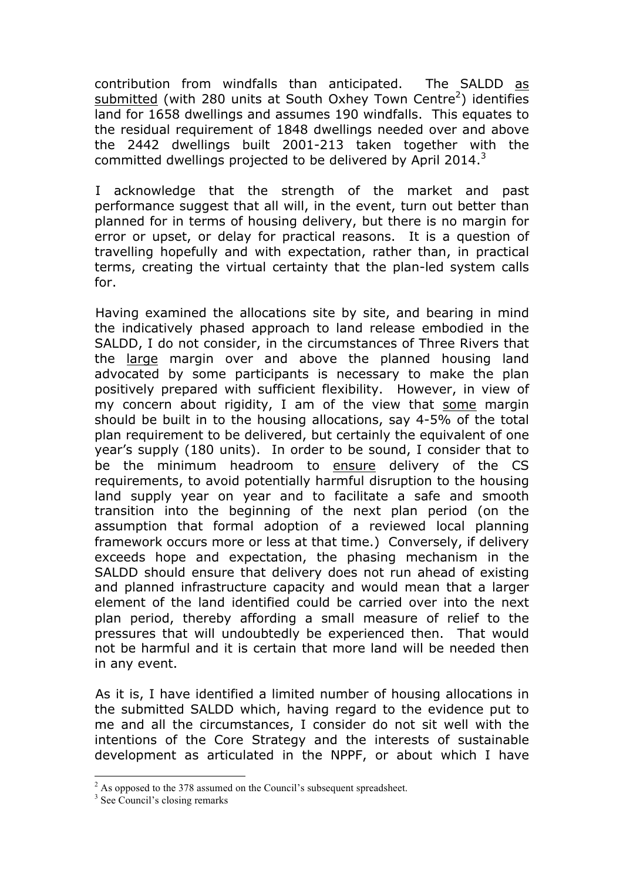contribution from windfalls than anticipated. The SALDD as submitted (with 280 units at South Oxhey Town Centre[2]) identifies land for 1658 dwellings and assumes 190 windfalls. This equates to the residual requirement of 1848 dwellings needed over and above the 2442 dwellings built 2001-213 taken together with the committed dwellings projected to be delivered by April 2014.[3]

I acknowledge that the strength of the market and past performance suggest that all will, in the event, turn out better than planned for in terms of housing delivery, but there is no margin for error or upset, or delay for practical reasons. It is a question of travelling hopefully and with expectation, rather than, in practical terms, creating the virtual certainty that the plan-led system calls for.

Having examined the allocations site by site, and bearing in mind the indicatively phased approach to land release embodied in the SALDD, I do not consider, in the circumstances of Three Rivers that the large margin over and above the planned housing land advocated by some participants is necessary to make the plan positively prepared with sufficient flexibility. However, in view of my concern about rigidity, I am of the view that some margin should be built in to the housing allocations, say 4-5% of the total plan requirement to be delivered, but certainly the equivalent of one year's supply (180 units). In order to be sound, I consider that to be the minimum headroom to ensure delivery of the CS requirements, to avoid potentially harmful disruption to the housing land supply year on year and to facilitate a safe and smooth transition into the beginning of the next plan period (on the assumption that formal adoption of a reviewed local planning framework occurs more or less at that time.) Conversely, if delivery exceeds hope and expectation, the phasing mechanism in the SALDD should ensure that delivery does not run ahead of existing and planned infrastructure capacity and would mean that a larger element of the land identified could be carried over into the next plan period, thereby affording a small measure of relief to the pressures that will undoubtedly be experienced then. That would not be harmful and it is certain that more land will be needed then in any event.

As it is, I have identified a limited number of housing allocations in the submitted SALDD which, having regard to the evidence put to me and all the circumstances, I consider do not sit well with the intentions of the Core Strategy and the interests of sustainable development as articulated in the NPPF, or about which I have

---

[2] As opposed to the 378 assumed on the Council's subsequent spreadsheet.

[3] See Council's closing remarks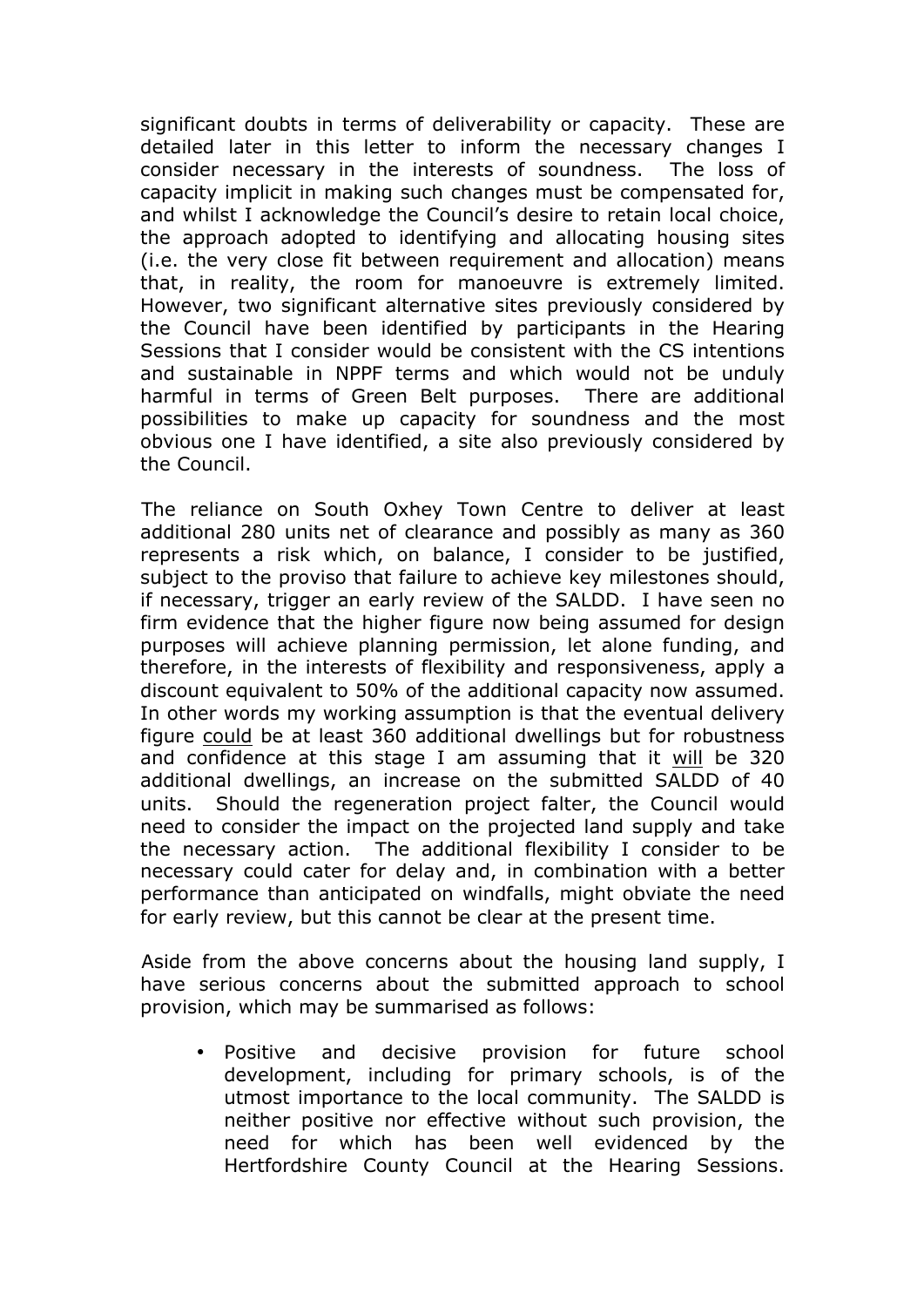significant doubts in terms of deliverability or capacity. These are detailed later in this letter to inform the necessary changes I consider necessary in the interests of soundness. The loss of capacity implicit in making such changes must be compensated for, and whilst I acknowledge the Council's desire to retain local choice, the approach adopted to identifying and allocating housing sites (i.e. the very close fit between requirement and allocation) means that, in reality, the room for manoeuvre is extremely limited. However, two significant alternative sites previously considered by the Council have been identified by participants in the Hearing Sessions that I consider would be consistent with the CS intentions and sustainable in NPPF terms and which would not be unduly harmful in terms of Green Belt purposes. There are additional possibilities to make up capacity for soundness and the most obvious one I have identified, a site also previously considered by the Council.

The reliance on South Oxhey Town Centre to deliver at least additional 280 units net of clearance and possibly as many as 360 represents a risk which, on balance, I consider to be justified, subject to the proviso that failure to achieve key milestones should, if necessary, trigger an early review of the SALDD. I have seen no firm evidence that the higher figure now being assumed for design purposes will achieve planning permission, let alone funding, and therefore, in the interests of flexibility and responsiveness, apply a discount equivalent to 50% of the additional capacity now assumed. In other words my working assumption is that the eventual delivery figure could be at least 360 additional dwellings but for robustness and confidence at this stage I am assuming that it will be 320 additional dwellings, an increase on the submitted SALDD of 40 units. Should the regeneration project falter, the Council would need to consider the impact on the projected land supply and take the necessary action. The additional flexibility I consider to be necessary could cater for delay and, in combination with a better performance than anticipated on windfalls, might obviate the need for early review, but this cannot be clear at the present time.

Aside from the above concerns about the housing land supply, I have serious concerns about the submitted approach to school provision, which may be summarised as follows:

- Positive and decisive provision for future school development, including for primary schools, is of the utmost importance to the local community. The SALDD is neither positive nor effective without such provision, the need for which has been well evidenced by the Hertfordshire County Council at the Hearing Sessions.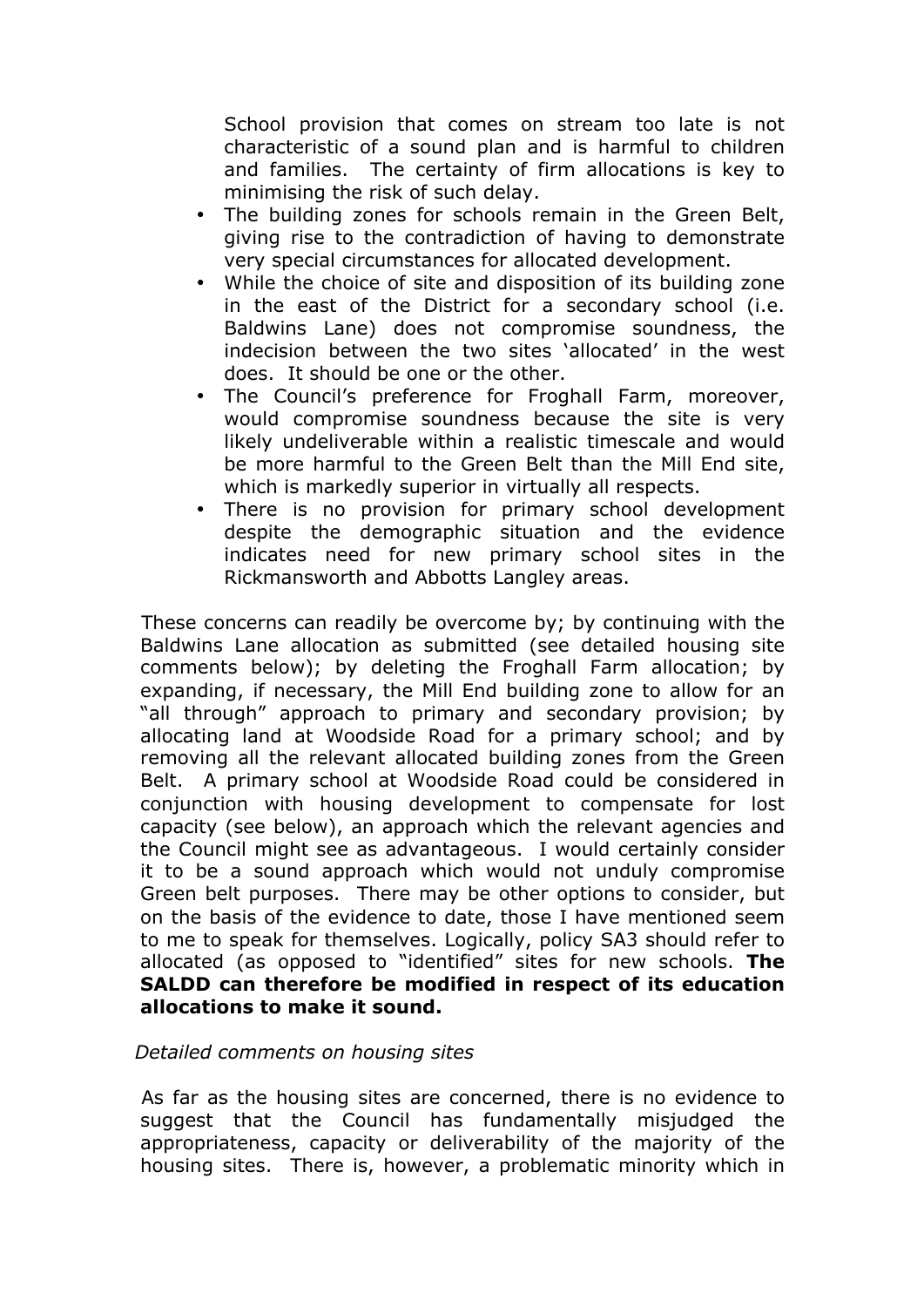School provision that comes on stream too late is not characteristic of a sound plan and is harmful to children and families. The certainty of firm allocations is key to minimising the risk of such delay.

- The building zones for schools remain in the Green Belt, giving rise to the contradiction of having to demonstrate very special circumstances for allocated development.
- While the choice of site and disposition of its building zone in the east of the District for a secondary school (i.e. Baldwins Lane) does not compromise soundness, the indecision between the two sites 'allocated' in the west does. It should be one or the other.
- The Council's preference for Froghall Farm, moreover, would compromise soundness because the site is very likely undeliverable within a realistic timescale and would be more harmful to the Green Belt than the Mill End site, which is markedly superior in virtually all respects.
- There is no provision for primary school development despite the demographic situation and the evidence indicates need for new primary school sites in the Rickmansworth and Abbotts Langley areas.

These concerns can readily be overcome by; by continuing with the Baldwins Lane allocation as submitted (see detailed housing site comments below); by deleting the Froghall Farm allocation; by expanding, if necessary, the Mill End building zone to allow for an "all through" approach to primary and secondary provision; by allocating land at Woodside Road for a primary school; and by removing all the relevant allocated building zones from the Green Belt. A primary school at Woodside Road could be considered in conjunction with housing development to compensate for lost capacity (see below), an approach which the relevant agencies and the Council might see as advantageous. I would certainly consider it to be a sound approach which would not unduly compromise Green belt purposes. There may be other options to consider, but on the basis of the evidence to date, those I have mentioned seem to me to speak for themselves. Logically, policy SA3 should refer to allocated (as opposed to "identified" sites for new schools. **The SALDD can therefore be modified in respect of its education allocations to make it sound.**

*Detailed comments on housing sites*

As far as the housing sites are concerned, there is no evidence to suggest that the Council has fundamentally misjudged the appropriateness, capacity or deliverability of the majority of the housing sites. There is, however, a problematic minority which in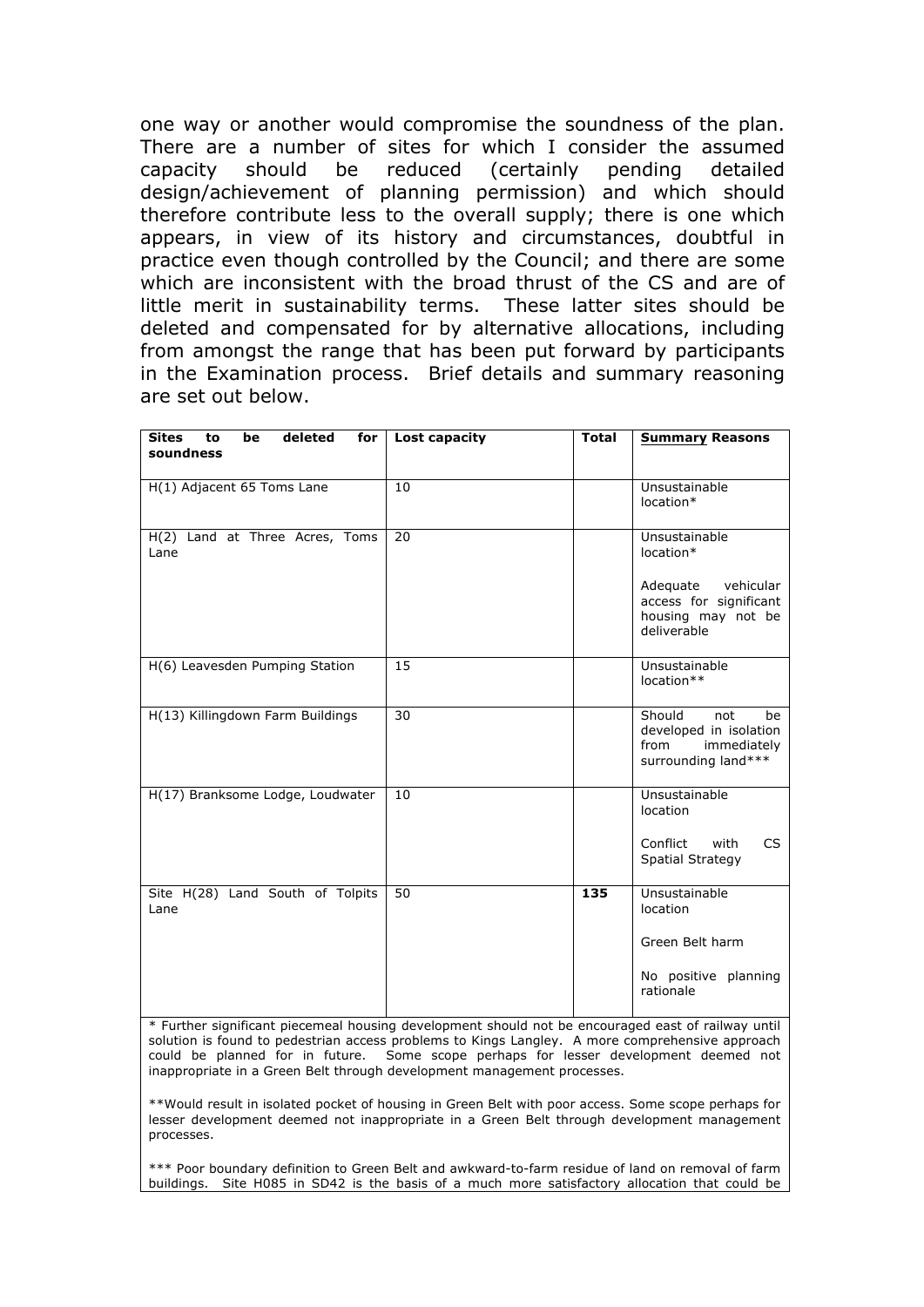one way or another would compromise the soundness of the plan. There are a number of sites for which I consider the assumed capacity should be reduced (certainly pending detailed design/achievement of planning permission) and which should therefore contribute less to the overall supply; there is one which appears, in view of its history and circumstances, doubtful in practice even though controlled by the Council; and there are some which are inconsistent with the broad thrust of the CS and are of little merit in sustainability terms. These latter sites should be deleted and compensated for by alternative allocations, including from amongst the range that has been put forward by participants in the Examination process. Brief details and summary reasoning are set out below.

| **Sites to be deleted for soundness** | **Lost capacity** | **Total** | **<u>Summary</u> Reasons** |
|---|---|---|---|
| H(1) Adjacent 65 Toms Lane | 10 | | Unsustainable location* |
| H(2) Land at Three Acres, Toms Lane | 20 | | Unsustainable location*<br><br>Adequate vehicular access for significant housing may not be deliverable |
| H(6) Leavesden Pumping Station | 15 | | Unsustainable location** |
| H(13) Killingdown Farm Buildings | 30 | | Should not be developed in isolation from immediately surrounding land*** |
| H(17) Branksome Lodge, Loudwater | 10 | | Unsustainable location<br><br>Conflict with CS Spatial Strategy |
| Site H(28) Land South of Tolpits Lane | 50 | **135** | Unsustainable location<br><br>Green Belt harm<br><br>No positive planning rationale |

\* Further significant piecemeal housing development should not be encouraged east of railway until solution is found to pedestrian access problems to Kings Langley. A more comprehensive approach could be planned for in future. Some scope perhaps for lesser development deemed not inappropriate in a Green Belt through development management processes.

**Would result in isolated pocket of housing in Green Belt with poor access. Some scope perhaps for lesser development deemed not inappropriate in a Green Belt through development management processes.

*** Poor boundary definition to Green Belt and awkward-to-farm residue of land on removal of farm buildings. Site H085 in SD42 is the basis of a much more satisfactory allocation that could be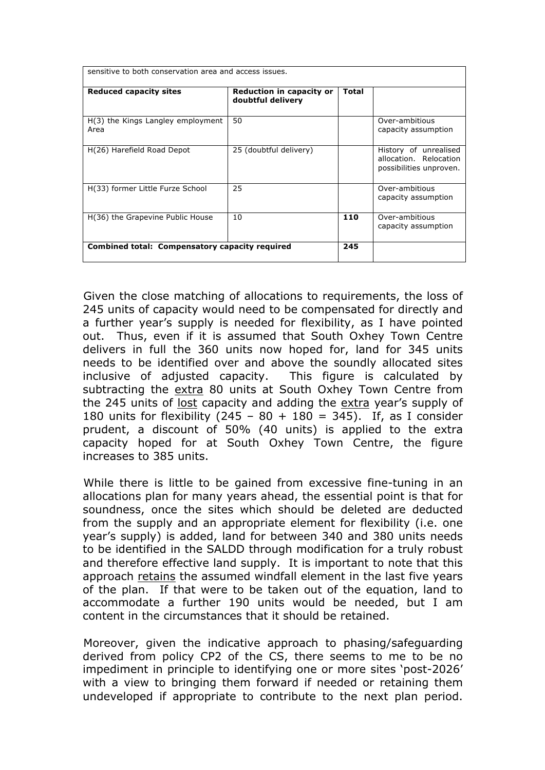| sensitive to both conservation area and access issues. | | | |
|---|---|---|---|
| **Reduced capacity sites** | **Reduction in capacity or doubtful delivery** | **Total** | |
| H(3) the Kings Langley employment Area | 50 | | Over-ambitious capacity assumption |
| H(26) Harefield Road Depot | 25 (doubtful delivery) | | History of unrealised allocation. Relocation possibilities unproven. |
| H(33) former Little Furze School | 25 | | Over-ambitious capacity assumption |
| H(36) the Grapevine Public House | 10 | **110** | Over-ambitious capacity assumption |
| **Combined total: Compensatory capacity required** | | **245** | |

Given the close matching of allocations to requirements, the loss of 245 units of capacity would need to be compensated for directly and a further year's supply is needed for flexibility, as I have pointed out. Thus, even if it is assumed that South Oxhey Town Centre delivers in full the 360 units now hoped for, land for 345 units needs to be identified over and above the soundly allocated sites inclusive of adjusted capacity. This figure is calculated by subtracting the <u>extra</u> 80 units at South Oxhey Town Centre from the 245 units of <u>lost</u> capacity and adding the <u>extra</u> year's supply of 180 units for flexibility (245 – 80 + 180 = 345). If, as I consider prudent, a discount of 50% (40 units) is applied to the extra capacity hoped for at South Oxhey Town Centre, the figure increases to 385 units.

While there is little to be gained from excessive fine-tuning in an allocations plan for many years ahead, the essential point is that for soundness, once the sites which should be deleted are deducted from the supply and an appropriate element for flexibility (i.e. one year's supply) is added, land for between 340 and 380 units needs to be identified in the SALDD through modification for a truly robust and therefore effective land supply. It is important to note that this approach <u>retains</u> the assumed windfall element in the last five years of the plan. If that were to be taken out of the equation, land to accommodate a further 190 units would be needed, but I am content in the circumstances that it should be retained.

Moreover, given the indicative approach to phasing/safeguarding derived from policy CP2 of the CS, there seems to me to be no impediment in principle to identifying one or more sites 'post-2026' with a view to bringing them forward if needed or retaining them undeveloped if appropriate to contribute to the next plan period.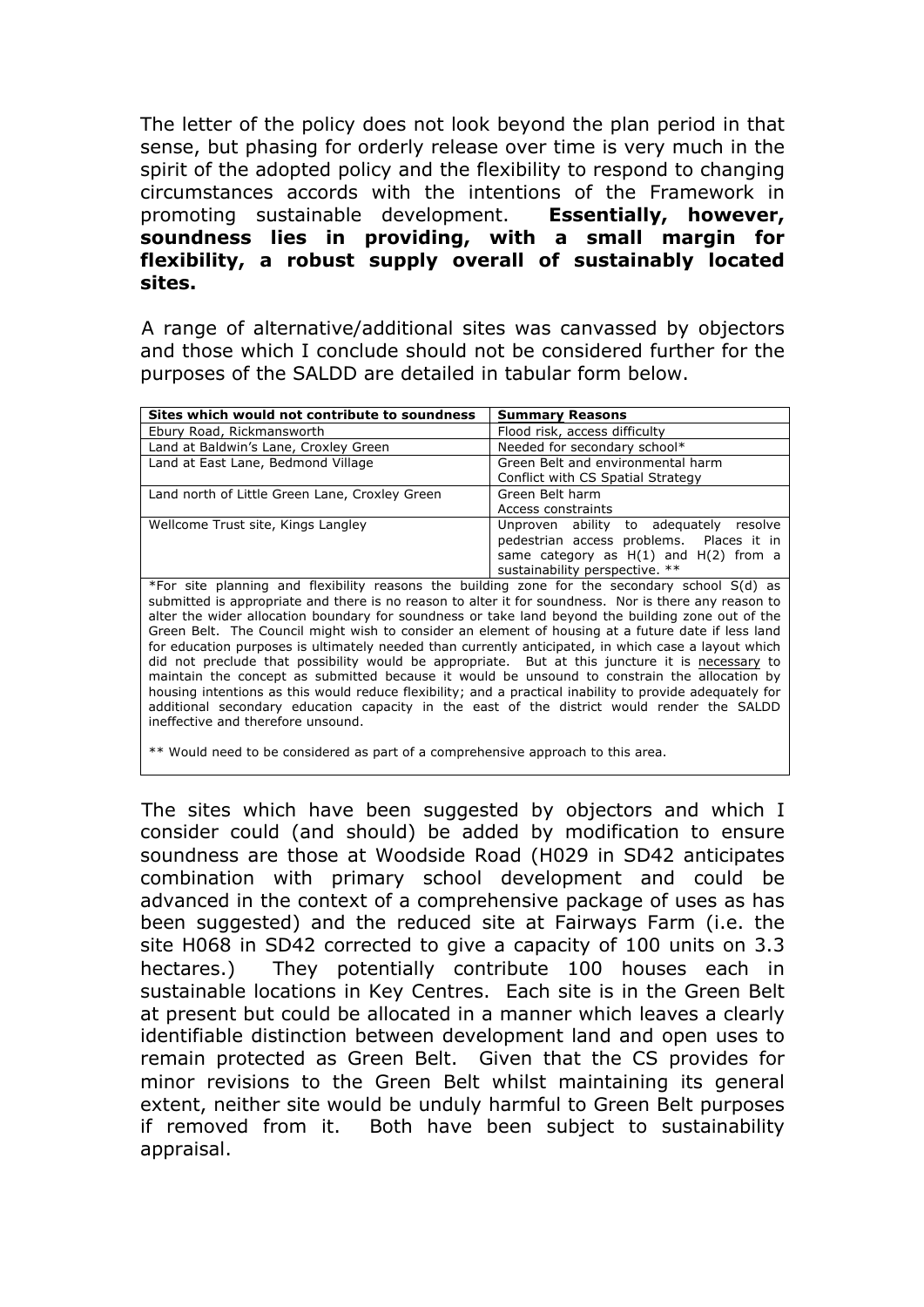The letter of the policy does not look beyond the plan period in that sense, but phasing for orderly release over time is very much in the spirit of the adopted policy and the flexibility to respond to changing circumstances accords with the intentions of the Framework in promoting sustainable development. **Essentially, however, soundness lies in providing, with a small margin for flexibility, a robust supply overall of sustainably located sites.**

A range of alternative/additional sites was canvassed by objectors and those which I conclude should not be considered further for the purposes of the SALDD are detailed in tabular form below.

| Sites which would not contribute to soundness | Summary Reasons |
|---|---|
| Ebury Road, Rickmansworth | Flood risk, access difficulty |
| Land at Baldwin's Lane, Croxley Green | Needed for secondary school* |
| Land at East Lane, Bedmond Village | Green Belt and environmental harm<br>Conflict with CS Spatial Strategy |
| Land north of Little Green Lane, Croxley Green | Green Belt harm<br>Access constraints |
| Wellcome Trust site, Kings Langley | Unproven ability to adequately resolve pedestrian access problems. Places it in same category as H(1) and H(2) from a sustainability perspective. ** |

*For site planning and flexibility reasons the building zone for the secondary school S(d) as submitted is appropriate and there is no reason to alter it for soundness. Nor is there any reason to alter the wider allocation boundary for soundness or take land beyond the building zone out of the Green Belt. The Council might wish to consider an element of housing at a future date if less land for education purposes is ultimately needed than currently anticipated, in which case a layout which did not preclude that possibility would be appropriate. But at this juncture it is <u>necessary</u> to maintain the concept as submitted because it would be unsound to constrain the allocation by housing intentions as this would reduce flexibility; and a practical inability to provide adequately for additional secondary education capacity in the east of the district would render the SALDD ineffective and therefore unsound.

** Would need to be considered as part of a comprehensive approach to this area.

The sites which have been suggested by objectors and which I consider could (and should) be added by modification to ensure soundness are those at Woodside Road (H029 in SD42 anticipates combination with primary school development and could be advanced in the context of a comprehensive package of uses as has been suggested) and the reduced site at Fairways Farm (i.e. the site H068 in SD42 corrected to give a capacity of 100 units on 3.3 hectares.) They potentially contribute 100 houses each in sustainable locations in Key Centres. Each site is in the Green Belt at present but could be allocated in a manner which leaves a clearly identifiable distinction between development land and open uses to remain protected as Green Belt. Given that the CS provides for minor revisions to the Green Belt whilst maintaining its general extent, neither site would be unduly harmful to Green Belt purposes if removed from it. Both have been subject to sustainability appraisal.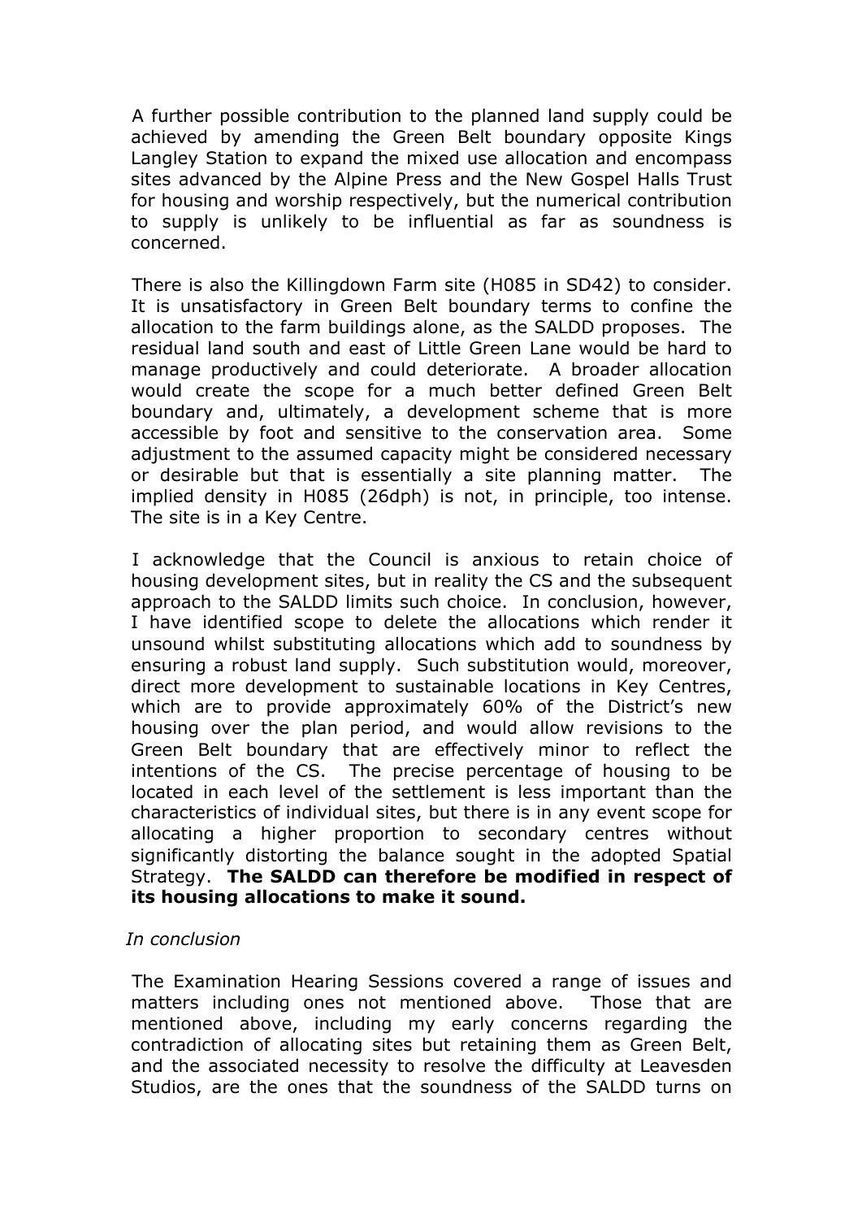A further possible contribution to the planned land supply could be achieved by amending the Green Belt boundary opposite Kings Langley Station to expand the mixed use allocation and encompass sites advanced by the Alpine Press and the New Gospel Halls Trust for housing and worship respectively, but the numerical contribution to supply is unlikely to be influential as far as soundness is concerned.

There is also the Killingdown Farm site (H085 in SD42) to consider. It is unsatisfactory in Green Belt boundary terms to confine the allocation to the farm buildings alone, as the SALDD proposes. The residual land south and east of Little Green Lane would be hard to manage productively and could deteriorate. A broader allocation would create the scope for a much better defined Green Belt boundary and, ultimately, a development scheme that is more accessible by foot and sensitive to the conservation area. Some adjustment to the assumed capacity might be considered necessary or desirable but that is essentially a site planning matter. The implied density in H085 (26dph) is not, in principle, too intense. The site is in a Key Centre.

I acknowledge that the Council is anxious to retain choice of housing development sites, but in reality the CS and the subsequent approach to the SALDD limits such choice. In conclusion, however, I have identified scope to delete the allocations which render it unsound whilst substituting allocations which add to soundness by ensuring a robust land supply. Such substitution would, moreover, direct more development to sustainable locations in Key Centres, which are to provide approximately 60% of the District's new housing over the plan period, and would allow revisions to the Green Belt boundary that are effectively minor to reflect the intentions of the CS. The precise percentage of housing to be located in each level of the settlement is less important than the characteristics of individual sites, but there is in any event scope for allocating a higher proportion to secondary centres without significantly distorting the balance sought in the adopted Spatial Strategy. **The SALDD can therefore be modified in respect of its housing allocations to make it sound.**

*In conclusion*

The Examination Hearing Sessions covered a range of issues and matters including ones not mentioned above. Those that are mentioned above, including my early concerns regarding the contradiction of allocating sites but retaining them as Green Belt, and the associated necessity to resolve the difficulty at Leavesden Studios, are the ones that the soundness of the SALDD turns on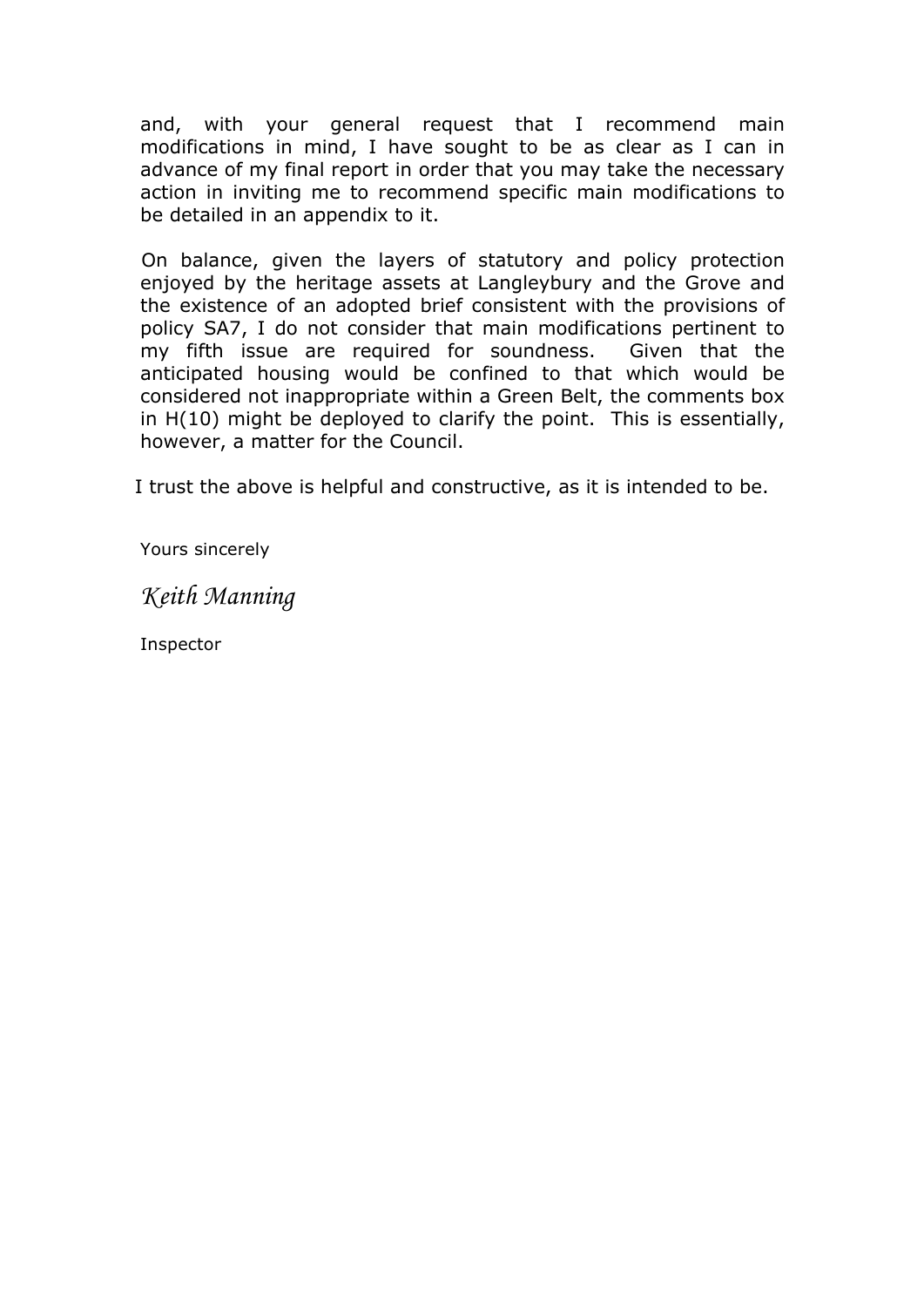and, with your general request that I recommend main modifications in mind, I have sought to be as clear as I can in advance of my final report in order that you may take the necessary action in inviting me to recommend specific main modifications to be detailed in an appendix to it.

On balance, given the layers of statutory and policy protection enjoyed by the heritage assets at Langleybury and the Grove and the existence of an adopted brief consistent with the provisions of policy SA7, I do not consider that main modifications pertinent to my fifth issue are required for soundness. Given that the anticipated housing would be confined to that which would be considered not inappropriate within a Green Belt, the comments box in H(10) might be deployed to clarify the point. This is essentially, however, a matter for the Council.

I trust the above is helpful and constructive, as it is intended to be.

Yours sincerely

*Keith Manning*

Inspector